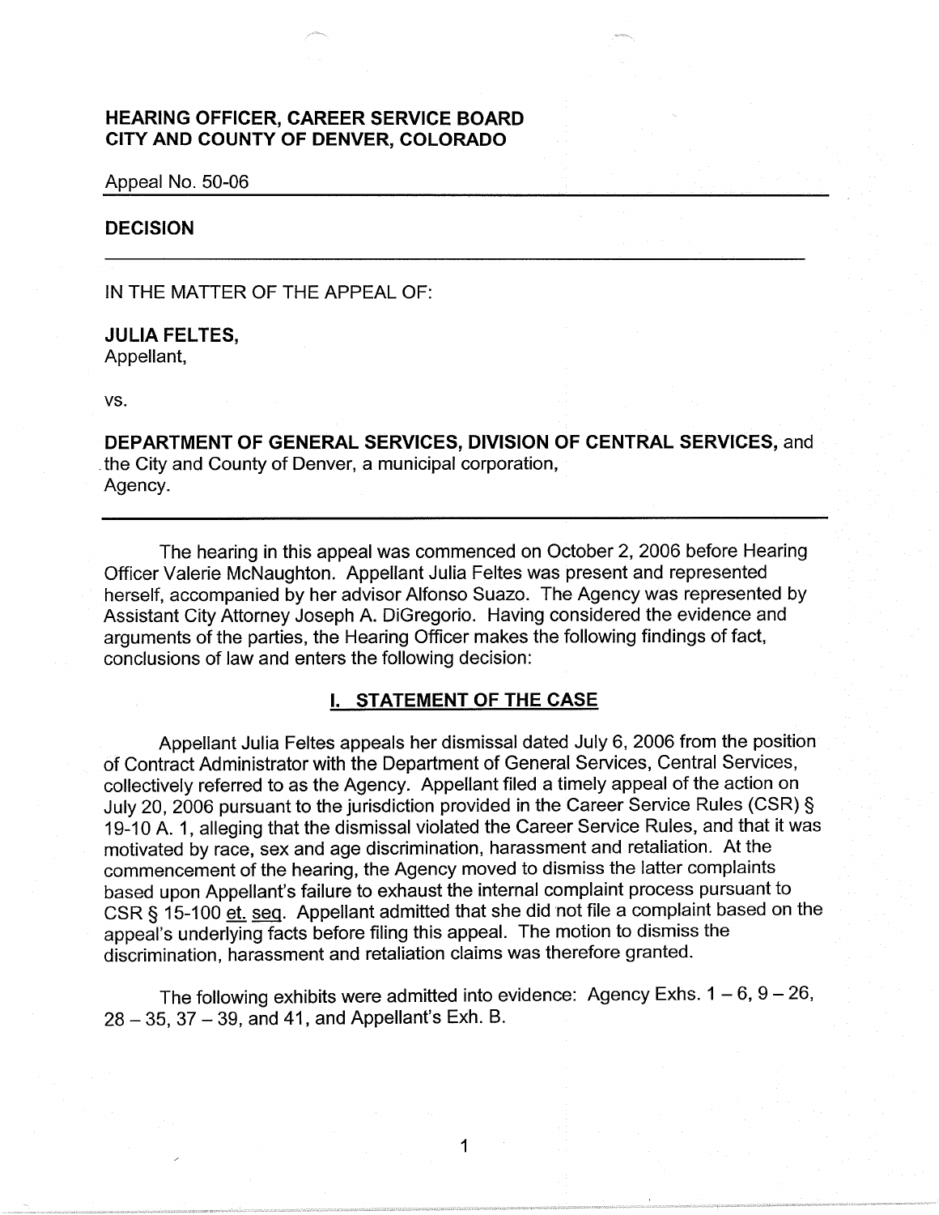# HEARING OFFICER, CAREER SERVICE BOARD
# CITY AND COUNTY OF DENVER, COLORADO

Appeal No. 50-06

## DECISION

IN THE MATTER OF THE APPEAL OF:

**JULIA FELTES,**
Appellant,

vs.

**DEPARTMENT OF GENERAL SERVICES, DIVISION OF CENTRAL SERVICES,** and the City and County of Denver, a municipal corporation,
Agency.

The hearing in this appeal was commenced on October 2, 2006 before Hearing Officer Valerie McNaughton. Appellant Julia Feltes was present and represented herself, accompanied by her advisor Alfonso Suazo. The Agency was represented by Assistant City Attorney Joseph A. DiGregorio. Having considered the evidence and arguments of the parties, the Hearing Officer makes the following findings of fact, conclusions of law and enters the following decision:

## I. STATEMENT OF THE CASE

Appellant Julia Feltes appeals her dismissal dated July 6, 2006 from the position of Contract Administrator with the Department of General Services, Central Services, collectively referred to as the Agency. Appellant filed a timely appeal of the action on July 20, 2006 pursuant to the jurisdiction provided in the Career Service Rules (CSR) § 19-10 A. 1, alleging that the dismissal violated the Career Service Rules, and that it was motivated by race, sex and age discrimination, harassment and retaliation. At the commencement of the hearing, the Agency moved to dismiss the latter complaints based upon Appellant's failure to exhaust the internal complaint process pursuant to CSR § 15-100 et. seq. Appellant admitted that she did not file a complaint based on the appeal's underlying facts before filing this appeal. The motion to dismiss the discrimination, harassment and retaliation claims was therefore granted.

The following exhibits were admitted into evidence: Agency Exhs. 1 – 6, 9 – 26, 28 – 35, 37 – 39, and 41, and Appellant's Exh. B.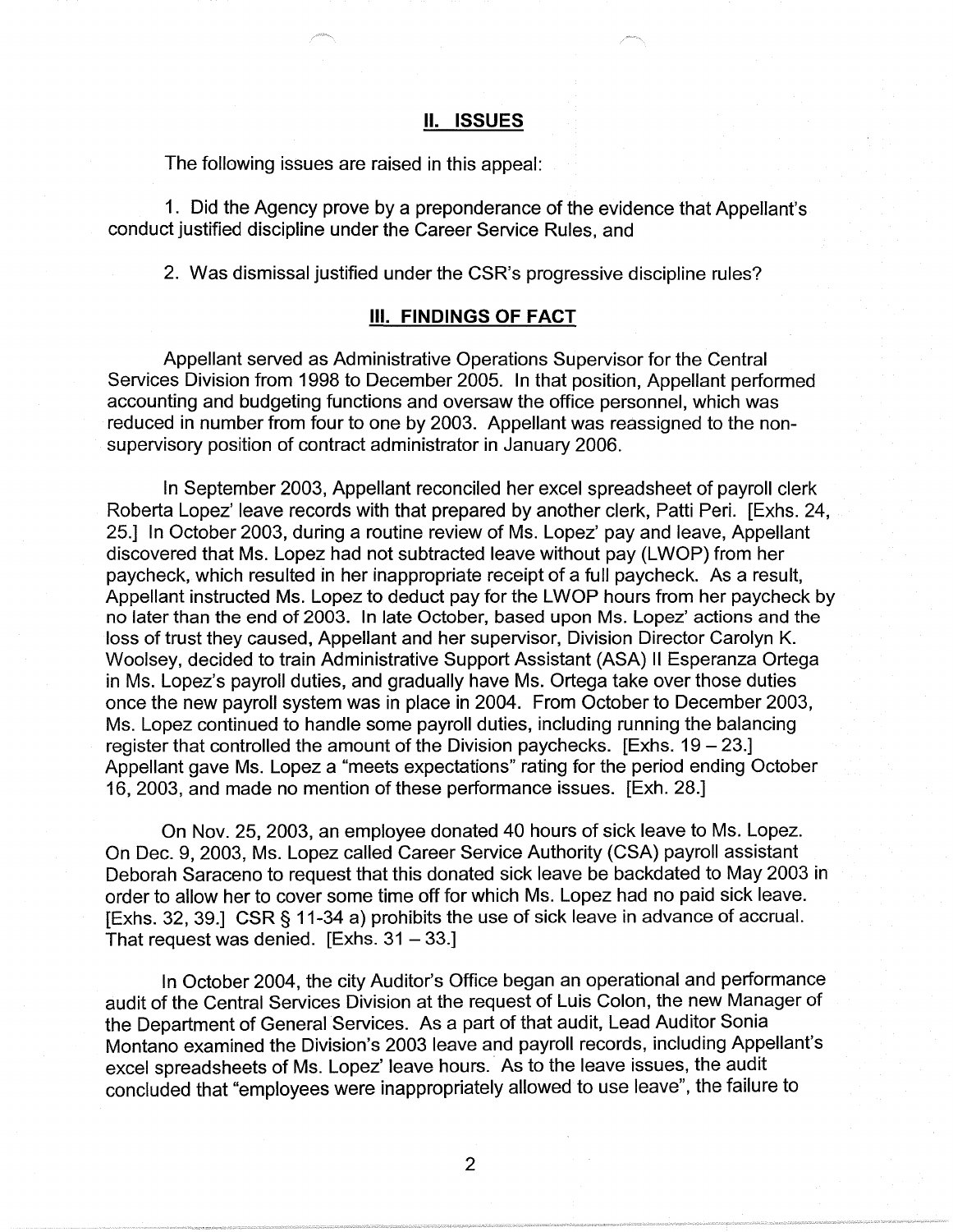## II. ISSUES

The following issues are raised in this appeal:

1. Did the Agency prove by a preponderance of the evidence that Appellant's conduct justified discipline under the Career Service Rules, and

2. Was dismissal justified under the CSR's progressive discipline rules?

## III. FINDINGS OF FACT

Appellant served as Administrative Operations Supervisor for the Central Services Division from 1998 to December 2005. In that position, Appellant performed accounting and budgeting functions and oversaw the office personnel, which was reduced in number from four to one by 2003. Appellant was reassigned to the non-supervisory position of contract administrator in January 2006.

In September 2003, Appellant reconciled her excel spreadsheet of payroll clerk Roberta Lopez' leave records with that prepared by another clerk, Patti Peri. [Exhs. 24, 25.] In October 2003, during a routine review of Ms. Lopez' pay and leave, Appellant discovered that Ms. Lopez had not subtracted leave without pay (LWOP) from her paycheck, which resulted in her inappropriate receipt of a full paycheck. As a result, Appellant instructed Ms. Lopez to deduct pay for the LWOP hours from her paycheck by no later than the end of 2003. In late October, based upon Ms. Lopez' actions and the loss of trust they caused, Appellant and her supervisor, Division Director Carolyn K. Woolsey, decided to train Administrative Support Assistant (ASA) II Esperanza Ortega in Ms. Lopez's payroll duties, and gradually have Ms. Ortega take over those duties once the new payroll system was in place in 2004. From October to December 2003, Ms. Lopez continued to handle some payroll duties, including running the balancing register that controlled the amount of the Division paychecks. [Exhs. 19 – 23.] Appellant gave Ms. Lopez a "meets expectations" rating for the period ending October 16, 2003, and made no mention of these performance issues. [Exh. 28.]

On Nov. 25, 2003, an employee donated 40 hours of sick leave to Ms. Lopez. On Dec. 9, 2003, Ms. Lopez called Career Service Authority (CSA) payroll assistant Deborah Saraceno to request that this donated sick leave be backdated to May 2003 in order to allow her to cover some time off for which Ms. Lopez had no paid sick leave. [Exhs. 32, 39.] CSR § 11-34 a) prohibits the use of sick leave in advance of accrual. That request was denied. [Exhs. 31 – 33.]

In October 2004, the city Auditor's Office began an operational and performance audit of the Central Services Division at the request of Luis Colon, the new Manager of the Department of General Services. As a part of that audit, Lead Auditor Sonia Montano examined the Division's 2003 leave and payroll records, including Appellant's excel spreadsheets of Ms. Lopez' leave hours. As to the leave issues, the audit concluded that "employees were inappropriately allowed to use leave", the failure to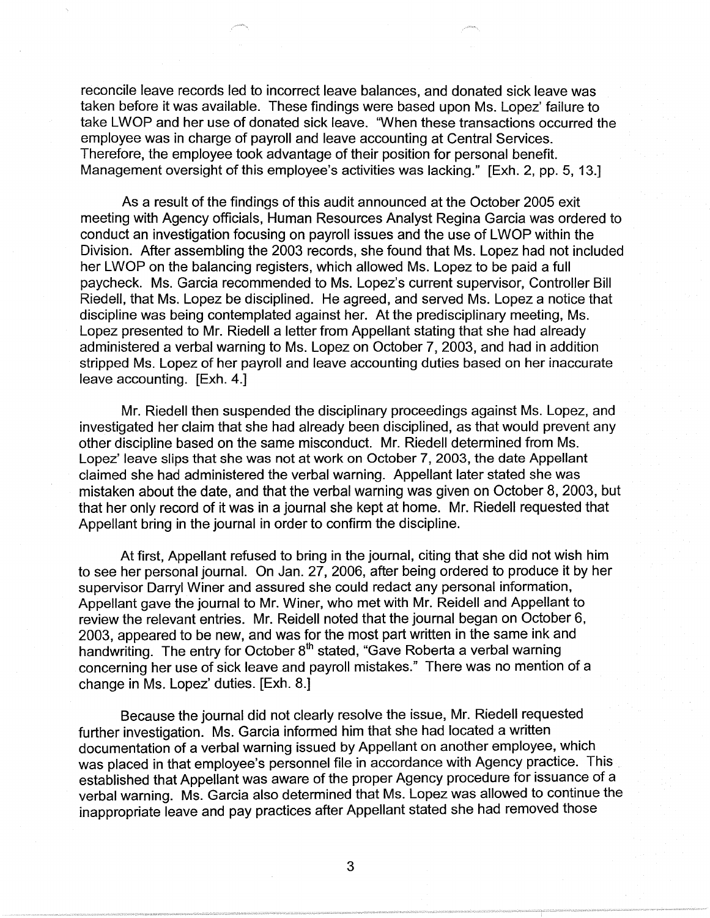reconcile leave records led to incorrect leave balances, and donated sick leave was taken before it was available. These findings were based upon Ms. Lopez' failure to take LWOP and her use of donated sick leave. "When these transactions occurred the employee was in charge of payroll and leave accounting at Central Services. Therefore, the employee took advantage of their position for personal benefit. Management oversight of this employee's activities was lacking." [Exh. 2, pp. 5, 13.]

As a result of the findings of this audit announced at the October 2005 exit meeting with Agency officials, Human Resources Analyst Regina Garcia was ordered to conduct an investigation focusing on payroll issues and the use of LWOP within the Division. After assembling the 2003 records, she found that Ms. Lopez had not included her LWOP on the balancing registers, which allowed Ms. Lopez to be paid a full paycheck. Ms. Garcia recommended to Ms. Lopez's current supervisor, Controller Bill Riedell, that Ms. Lopez be disciplined. He agreed, and served Ms. Lopez a notice that discipline was being contemplated against her. At the predisciplinary meeting, Ms. Lopez presented to Mr. Riedell a letter from Appellant stating that she had already administered a verbal warning to Ms. Lopez on October 7, 2003, and had in addition stripped Ms. Lopez of her payroll and leave accounting duties based on her inaccurate leave accounting. [Exh. 4.]

Mr. Riedell then suspended the disciplinary proceedings against Ms. Lopez, and investigated her claim that she had already been disciplined, as that would prevent any other discipline based on the same misconduct. Mr. Riedell determined from Ms. Lopez' leave slips that she was not at work on October 7, 2003, the date Appellant claimed she had administered the verbal warning. Appellant later stated she was mistaken about the date, and that the verbal warning was given on October 8, 2003, but that her only record of it was in a journal she kept at home. Mr. Riedell requested that Appellant bring in the journal in order to confirm the discipline.

At first, Appellant refused to bring in the journal, citing that she did not wish him to see her personal journal. On Jan. 27, 2006, after being ordered to produce it by her supervisor Darryl Winer and assured she could redact any personal information, Appellant gave the journal to Mr. Winer, who met with Mr. Reidell and Appellant to review the relevant entries. Mr. Reidell noted that the journal began on October 6, 2003, appeared to be new, and was for the most part written in the same ink and handwriting. The entry for October 8th stated, "Gave Roberta a verbal warning concerning her use of sick leave and payroll mistakes." There was no mention of a change in Ms. Lopez' duties. [Exh. 8.]

Because the journal did not clearly resolve the issue, Mr. Riedell requested further investigation. Ms. Garcia informed him that she had located a written documentation of a verbal warning issued by Appellant on another employee, which was placed in that employee's personnel file in accordance with Agency practice. This established that Appellant was aware of the proper Agency procedure for issuance of a verbal warning. Ms. Garcia also determined that Ms. Lopez was allowed to continue the inappropriate leave and pay practices after Appellant stated she had removed those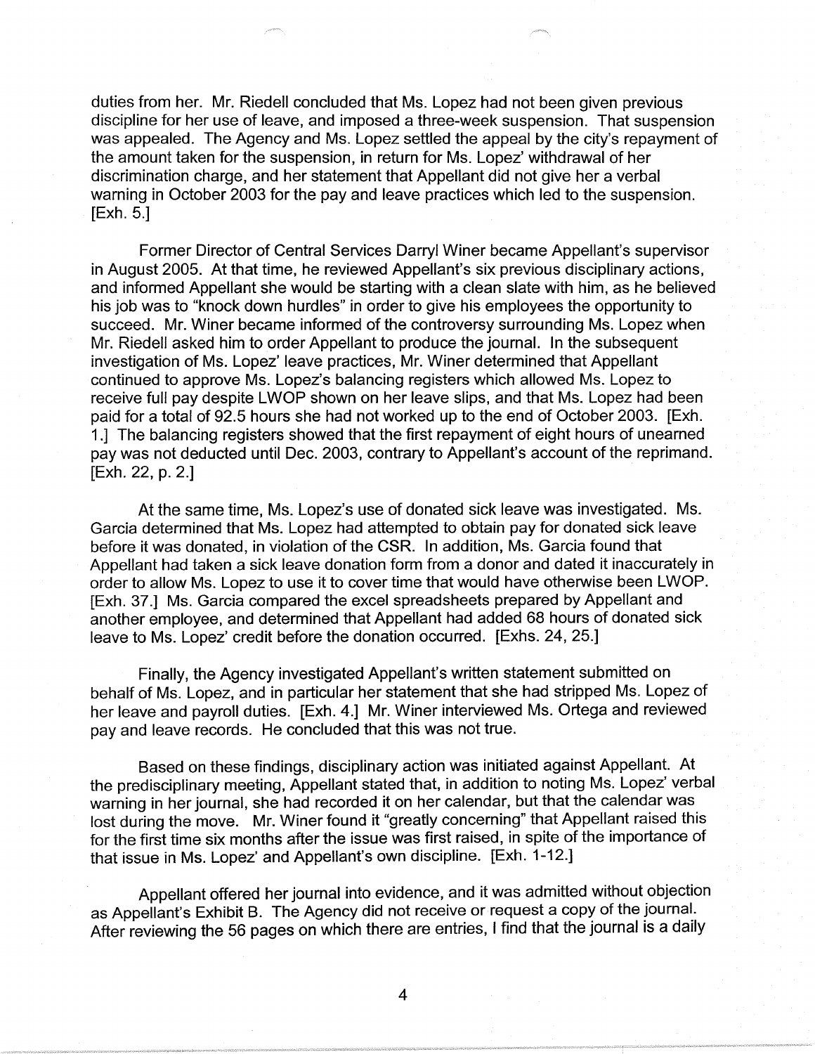duties from her. Mr. Riedell concluded that Ms. Lopez had not been given previous discipline for her use of leave, and imposed a three-week suspension. That suspension was appealed. The Agency and Ms. Lopez settled the appeal by the city's repayment of the amount taken for the suspension, in return for Ms. Lopez' withdrawal of her discrimination charge, and her statement that Appellant did not give her a verbal warning in October 2003 for the pay and leave practices which led to the suspension. [Exh. 5.]

Former Director of Central Services Darryl Winer became Appellant's supervisor in August 2005. At that time, he reviewed Appellant's six previous disciplinary actions, and informed Appellant she would be starting with a clean slate with him, as he believed his job was to "knock down hurdles" in order to give his employees the opportunity to succeed. Mr. Winer became informed of the controversy surrounding Ms. Lopez when Mr. Riedell asked him to order Appellant to produce the journal. In the subsequent investigation of Ms. Lopez' leave practices, Mr. Winer determined that Appellant continued to approve Ms. Lopez's balancing registers which allowed Ms. Lopez to receive full pay despite LWOP shown on her leave slips, and that Ms. Lopez had been paid for a total of 92.5 hours she had not worked up to the end of October 2003. [Exh. 1.] The balancing registers showed that the first repayment of eight hours of unearned pay was not deducted until Dec. 2003, contrary to Appellant's account of the reprimand. [Exh. 22, p. 2.]

At the same time, Ms. Lopez's use of donated sick leave was investigated. Ms. Garcia determined that Ms. Lopez had attempted to obtain pay for donated sick leave before it was donated, in violation of the CSR. In addition, Ms. Garcia found that Appellant had taken a sick leave donation form from a donor and dated it inaccurately in order to allow Ms. Lopez to use it to cover time that would have otherwise been LWOP. [Exh. 37.] Ms. Garcia compared the excel spreadsheets prepared by Appellant and another employee, and determined that Appellant had added 68 hours of donated sick leave to Ms. Lopez' credit before the donation occurred. [Exhs. 24, 25.]

Finally, the Agency investigated Appellant's written statement submitted on behalf of Ms. Lopez, and in particular her statement that she had stripped Ms. Lopez of her leave and payroll duties. [Exh. 4.] Mr. Winer interviewed Ms. Ortega and reviewed pay and leave records. He concluded that this was not true.

Based on these findings, disciplinary action was initiated against Appellant. At the predisciplinary meeting, Appellant stated that, in addition to noting Ms. Lopez' verbal warning in her journal, she had recorded it on her calendar, but that the calendar was lost during the move. Mr. Winer found it "greatly concerning" that Appellant raised this for the first time six months after the issue was first raised, in spite of the importance of that issue in Ms. Lopez' and Appellant's own discipline. [Exh. 1-12.]

Appellant offered her journal into evidence, and it was admitted without objection as Appellant's Exhibit B. The Agency did not receive or request a copy of the journal. After reviewing the 56 pages on which there are entries, I find that the journal is a daily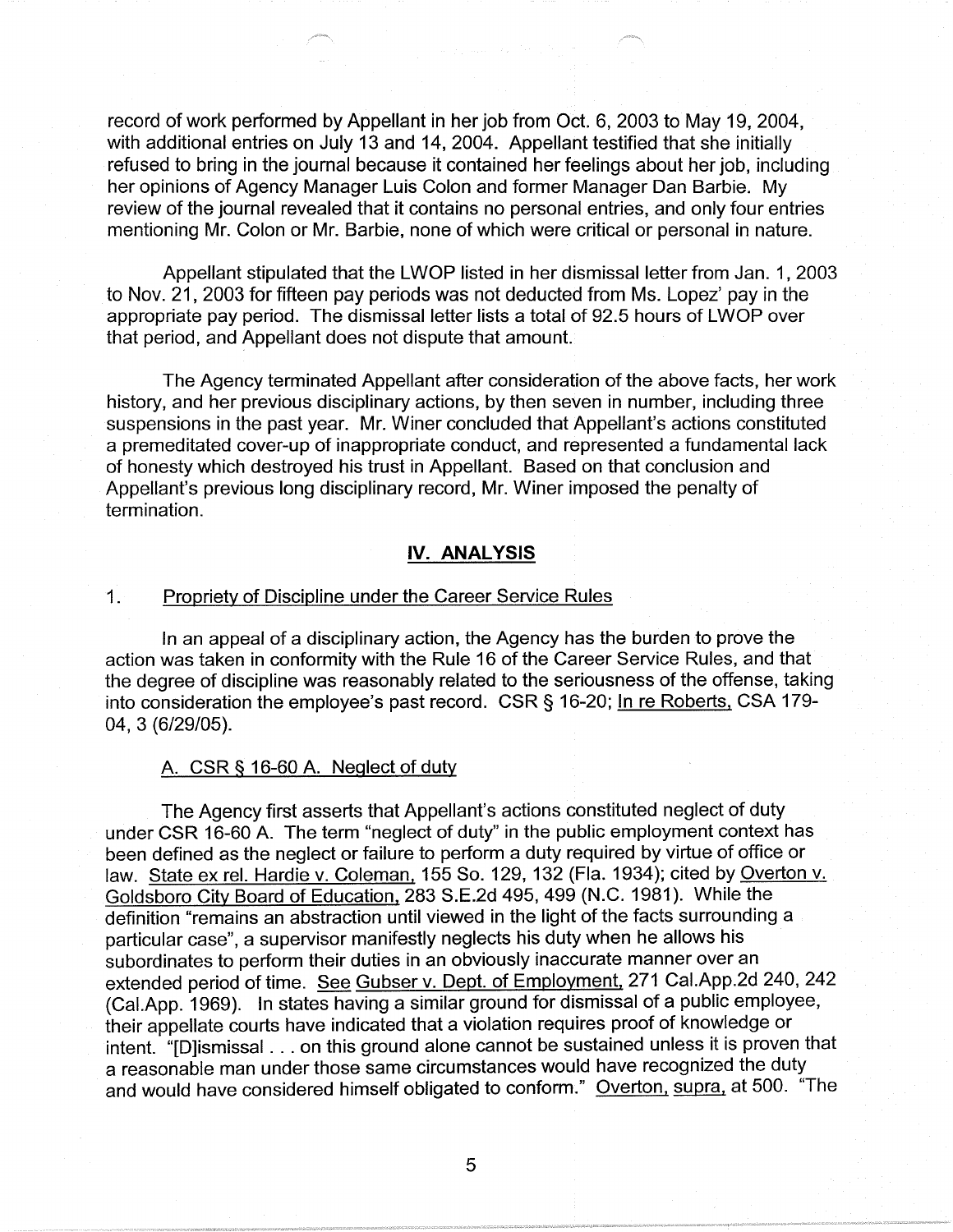record of work performed by Appellant in her job from Oct. 6, 2003 to May 19, 2004, with additional entries on July 13 and 14, 2004. Appellant testified that she initially refused to bring in the journal because it contained her feelings about her job, including her opinions of Agency Manager Luis Colon and former Manager Dan Barbie. My review of the journal revealed that it contains no personal entries, and only four entries mentioning Mr. Colon or Mr. Barbie, none of which were critical or personal in nature.

Appellant stipulated that the LWOP listed in her dismissal letter from Jan. 1, 2003 to Nov. 21, 2003 for fifteen pay periods was not deducted from Ms. Lopez' pay in the appropriate pay period. The dismissal letter lists a total of 92.5 hours of LWOP over that period, and Appellant does not dispute that amount.

The Agency terminated Appellant after consideration of the above facts, her work history, and her previous disciplinary actions, by then seven in number, including three suspensions in the past year. Mr. Winer concluded that Appellant's actions constituted a premeditated cover-up of inappropriate conduct, and represented a fundamental lack of honesty which destroyed his trust in Appellant. Based on that conclusion and Appellant's previous long disciplinary record, Mr. Winer imposed the penalty of termination.

## IV. ANALYSIS

### 1. Propriety of Discipline under the Career Service Rules

In an appeal of a disciplinary action, the Agency has the burden to prove the action was taken in conformity with the Rule 16 of the Career Service Rules, and that the degree of discipline was reasonably related to the seriousness of the offense, taking into consideration the employee's past record. CSR § 16-20; In re Roberts, CSA 179-04, 3 (6/29/05).

#### A. CSR § 16-60 A. Neglect of duty

The Agency first asserts that Appellant's actions constituted neglect of duty under CSR 16-60 A. The term "neglect of duty" in the public employment context has been defined as the neglect or failure to perform a duty required by virtue of office or law. State ex rel. Hardie v. Coleman, 155 So. 129, 132 (Fla. 1934); cited by Overton v. Goldsboro City Board of Education, 283 S.E.2d 495, 499 (N.C. 1981). While the definition "remains an abstraction until viewed in the light of the facts surrounding a particular case", a supervisor manifestly neglects his duty when he allows his subordinates to perform their duties in an obviously inaccurate manner over an extended period of time. See Gubser v. Dept. of Employment, 271 Cal.App.2d 240, 242 (Cal.App. 1969). In states having a similar ground for dismissal of a public employee, their appellate courts have indicated that a violation requires proof of knowledge or intent. "[D]ismissal . . . on this ground alone cannot be sustained unless it is proven that a reasonable man under those same circumstances would have recognized the duty and would have considered himself obligated to conform." Overton, supra, at 500. "The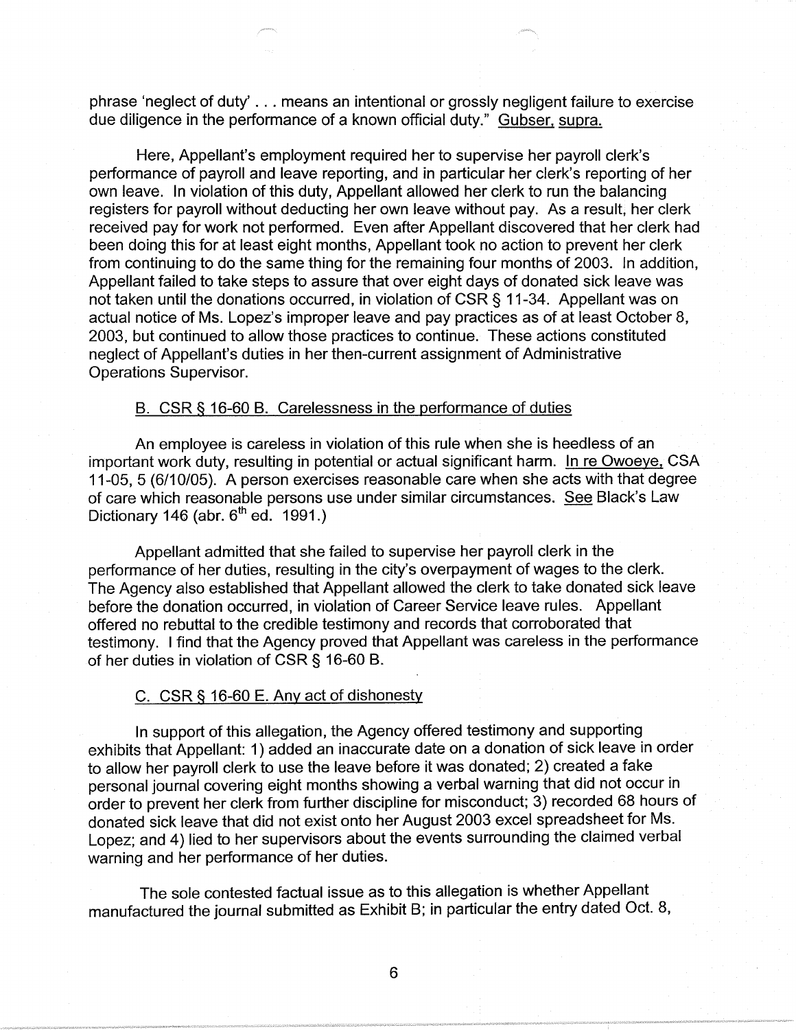phrase 'neglect of duty' . . . means an intentional or grossly negligent failure to exercise due diligence in the performance of a known official duty." Gubser, supra.

Here, Appellant's employment required her to supervise her payroll clerk's performance of payroll and leave reporting, and in particular her clerk's reporting of her own leave. In violation of this duty, Appellant allowed her clerk to run the balancing registers for payroll without deducting her own leave without pay. As a result, her clerk received pay for work not performed. Even after Appellant discovered that her clerk had been doing this for at least eight months, Appellant took no action to prevent her clerk from continuing to do the same thing for the remaining four months of 2003. In addition, Appellant failed to take steps to assure that over eight days of donated sick leave was not taken until the donations occurred, in violation of CSR § 11-34. Appellant was on actual notice of Ms. Lopez's improper leave and pay practices as of at least October 8, 2003, but continued to allow those practices to continue. These actions constituted neglect of Appellant's duties in her then-current assignment of Administrative Operations Supervisor.

B. CSR § 16-60 B. Carelessness in the performance of duties

An employee is careless in violation of this rule when she is heedless of an important work duty, resulting in potential or actual significant harm. In re Owoeye, CSA 11-05, 5 (6/10/05). A person exercises reasonable care when she acts with that degree of care which reasonable persons use under similar circumstances. See Black's Law Dictionary 146 (abr. 6th ed. 1991.)

Appellant admitted that she failed to supervise her payroll clerk in the performance of her duties, resulting in the city's overpayment of wages to the clerk. The Agency also established that Appellant allowed the clerk to take donated sick leave before the donation occurred, in violation of Career Service leave rules. Appellant offered no rebuttal to the credible testimony and records that corroborated that testimony. I find that the Agency proved that Appellant was careless in the performance of her duties in violation of CSR § 16-60 B.

C. CSR § 16-60 E. Any act of dishonesty

In support of this allegation, the Agency offered testimony and supporting exhibits that Appellant: 1) added an inaccurate date on a donation of sick leave in order to allow her payroll clerk to use the leave before it was donated; 2) created a fake personal journal covering eight months showing a verbal warning that did not occur in order to prevent her clerk from further discipline for misconduct; 3) recorded 68 hours of donated sick leave that did not exist onto her August 2003 excel spreadsheet for Ms. Lopez; and 4) lied to her supervisors about the events surrounding the claimed verbal warning and her performance of her duties.

The sole contested factual issue as to this allegation is whether Appellant manufactured the journal submitted as Exhibit B; in particular the entry dated Oct. 8,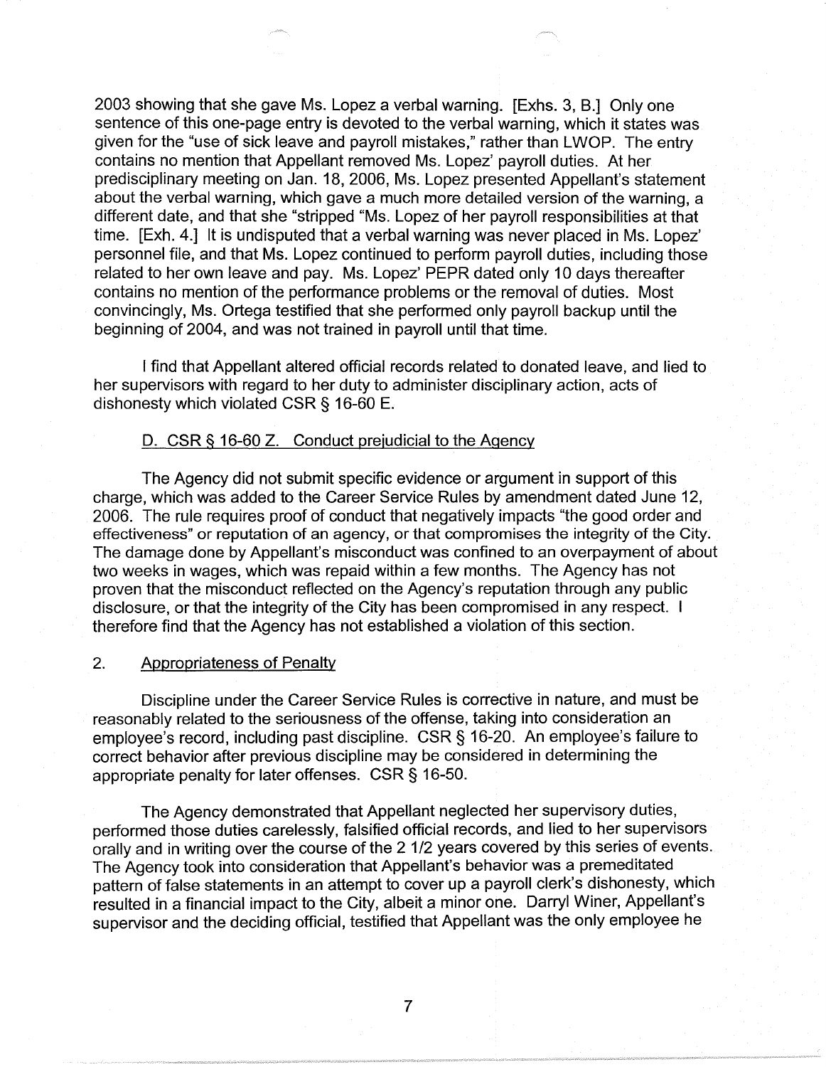2003 showing that she gave Ms. Lopez a verbal warning. [Exhs. 3, B.] Only one sentence of this one-page entry is devoted to the verbal warning, which it states was given for the "use of sick leave and payroll mistakes," rather than LWOP. The entry contains no mention that Appellant removed Ms. Lopez' payroll duties. At her predisciplinary meeting on Jan. 18, 2006, Ms. Lopez presented Appellant's statement about the verbal warning, which gave a much more detailed version of the warning, a different date, and that she "stripped "Ms. Lopez of her payroll responsibilities at that time. [Exh. 4.] It is undisputed that a verbal warning was never placed in Ms. Lopez' personnel file, and that Ms. Lopez continued to perform payroll duties, including those related to her own leave and pay. Ms. Lopez' PEPR dated only 10 days thereafter contains no mention of the performance problems or the removal of duties. Most convincingly, Ms. Ortega testified that she performed only payroll backup until the beginning of 2004, and was not trained in payroll until that time.

I find that Appellant altered official records related to donated leave, and lied to her supervisors with regard to her duty to administer disciplinary action, acts of dishonesty which violated CSR § 16-60 E.

D. CSR § 16-60 Z. Conduct prejudicial to the Agency

The Agency did not submit specific evidence or argument in support of this charge, which was added to the Career Service Rules by amendment dated June 12, 2006. The rule requires proof of conduct that negatively impacts "the good order and effectiveness" or reputation of an agency, or that compromises the integrity of the City. The damage done by Appellant's misconduct was confined to an overpayment of about two weeks in wages, which was repaid within a few months. The Agency has not proven that the misconduct reflected on the Agency's reputation through any public disclosure, or that the integrity of the City has been compromised in any respect. I therefore find that the Agency has not established a violation of this section.

2. Appropriateness of Penalty

Discipline under the Career Service Rules is corrective in nature, and must be reasonably related to the seriousness of the offense, taking into consideration an employee's record, including past discipline. CSR § 16-20. An employee's failure to correct behavior after previous discipline may be considered in determining the appropriate penalty for later offenses. CSR § 16-50.

The Agency demonstrated that Appellant neglected her supervisory duties, performed those duties carelessly, falsified official records, and lied to her supervisors orally and in writing over the course of the 2 1/2 years covered by this series of events. The Agency took into consideration that Appellant's behavior was a premeditated pattern of false statements in an attempt to cover up a payroll clerk's dishonesty, which resulted in a financial impact to the City, albeit a minor one. Darryl Winer, Appellant's supervisor and the deciding official, testified that Appellant was the only employee he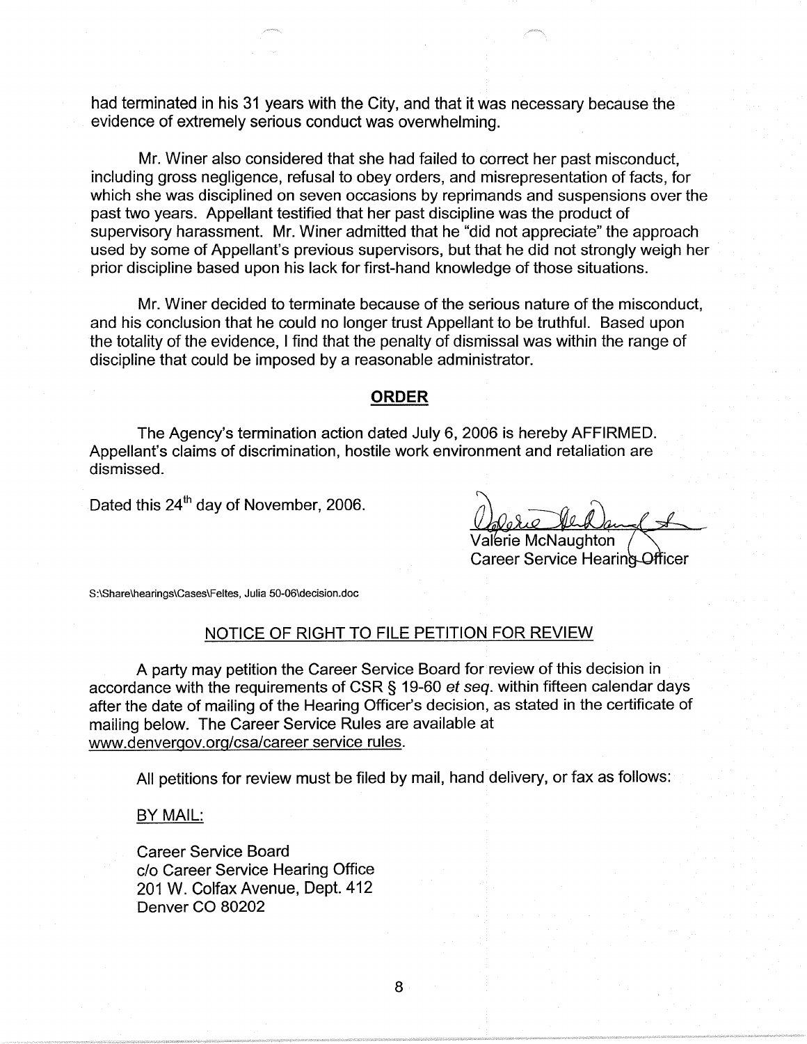had terminated in his 31 years with the City, and that it was necessary because the evidence of extremely serious conduct was overwhelming.

Mr. Winer also considered that she had failed to correct her past misconduct, including gross negligence, refusal to obey orders, and misrepresentation of facts, for which she was disciplined on seven occasions by reprimands and suspensions over the past two years. Appellant testified that her past discipline was the product of supervisory harassment. Mr. Winer admitted that he "did not appreciate" the approach used by some of Appellant's previous supervisors, but that he did not strongly weigh her prior discipline based upon his lack for first-hand knowledge of those situations.

Mr. Winer decided to terminate because of the serious nature of the misconduct, and his conclusion that he could no longer trust Appellant to be truthful. Based upon the totality of the evidence, I find that the penalty of dismissal was within the range of discipline that could be imposed by a reasonable administrator.

## ORDER

The Agency's termination action dated July 6, 2006 is hereby AFFIRMED. Appellant's claims of discrimination, hostile work environment and retaliation are dismissed.

Dated this 24th day of November, 2006.

Valerie McNaughton
Career Service Hearing Officer

S:\Share\hearings\Cases\Feltes, Julia 50-06\decision.doc

NOTICE OF RIGHT TO FILE PETITION FOR REVIEW

A party may petition the Career Service Board for review of this decision in accordance with the requirements of CSR § 19-60 *et seq.* within fifteen calendar days after the date of mailing of the Hearing Officer's decision, as stated in the certificate of mailing below. The Career Service Rules are available at www.denvergov.org/csa/career service rules.

All petitions for review must be filed by mail, hand delivery, or fax as follows:

BY MAIL:

Career Service Board
c/o Career Service Hearing Office
201 W. Colfax Avenue, Dept. 412
Denver CO 80202